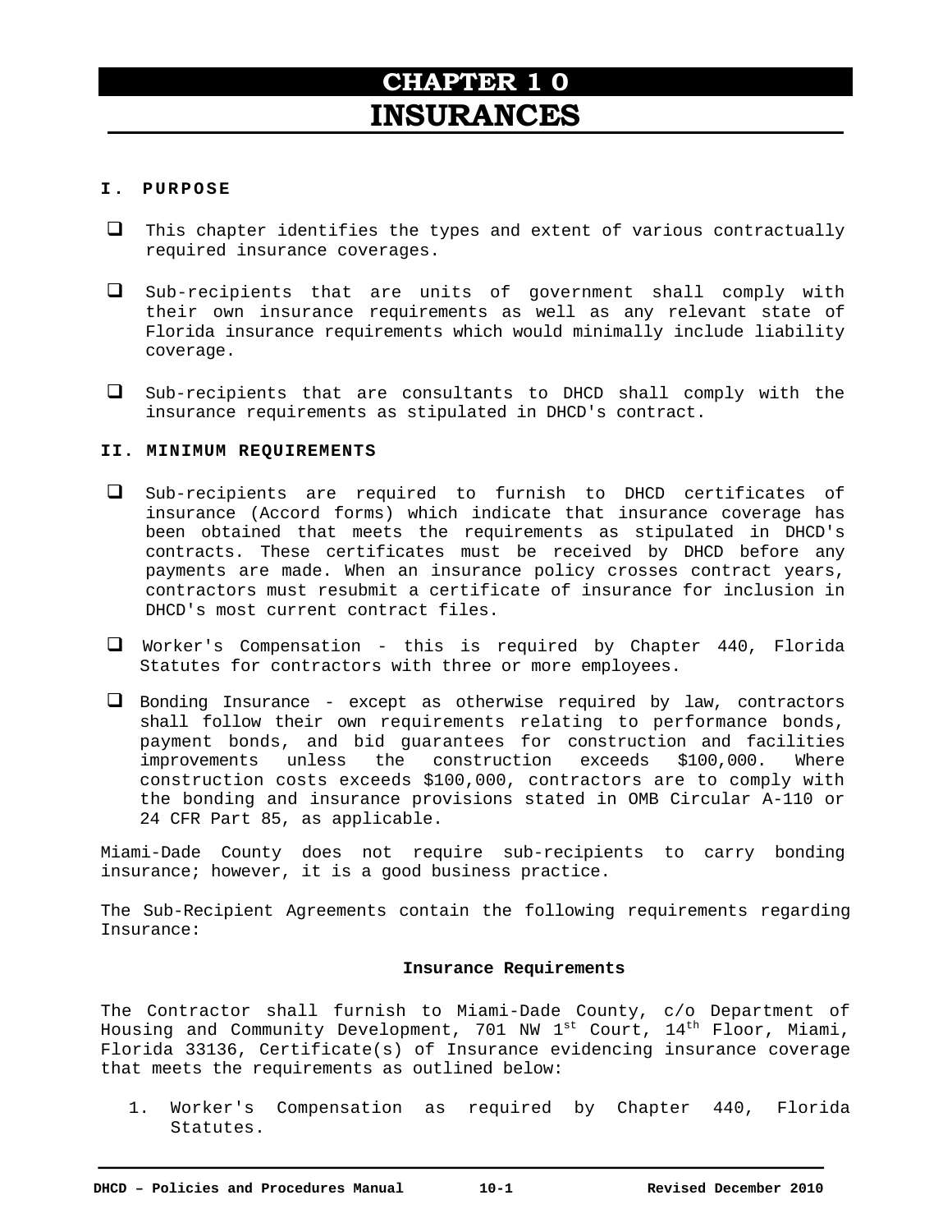# CHAPTER 10
# INSURANCES

## I. PURPOSE

- This chapter identifies the types and extent of various contractually required insurance coverages.

- Sub-recipients that are units of government shall comply with their own insurance requirements as well as any relevant state of Florida insurance requirements which would minimally include liability coverage.

- Sub-recipients that are consultants to DHCD shall comply with the insurance requirements as stipulated in DHCD's contract.

## II. MINIMUM REQUIREMENTS

- Sub-recipients are required to furnish to DHCD certificates of insurance (Accord forms) which indicate that insurance coverage has been obtained that meets the requirements as stipulated in DHCD's contracts. These certificates must be received by DHCD before any payments are made. When an insurance policy crosses contract years, contractors must resubmit a certificate of insurance for inclusion in DHCD's most current contract files.

- Worker's Compensation - this is required by Chapter 440, Florida Statutes for contractors with three or more employees.

- Bonding Insurance - except as otherwise required by law, contractors shall follow their own requirements relating to performance bonds, payment bonds, and bid guarantees for construction and facilities improvements unless the construction exceeds $100,000. Where construction costs exceeds $100,000, contractors are to comply with the bonding and insurance provisions stated in OMB Circular A-110 or 24 CFR Part 85, as applicable.

Miami-Dade County does not require sub-recipients to carry bonding insurance; however, it is a good business practice.

The Sub-Recipient Agreements contain the following requirements regarding Insurance:

**Insurance Requirements**

The Contractor shall furnish to Miami-Dade County, c/o Department of Housing and Community Development, 701 NW 1st Court, 14th Floor, Miami, Florida 33136, Certificate(s) of Insurance evidencing insurance coverage that meets the requirements as outlined below:

1. Worker's Compensation as required by Chapter 440, Florida Statutes.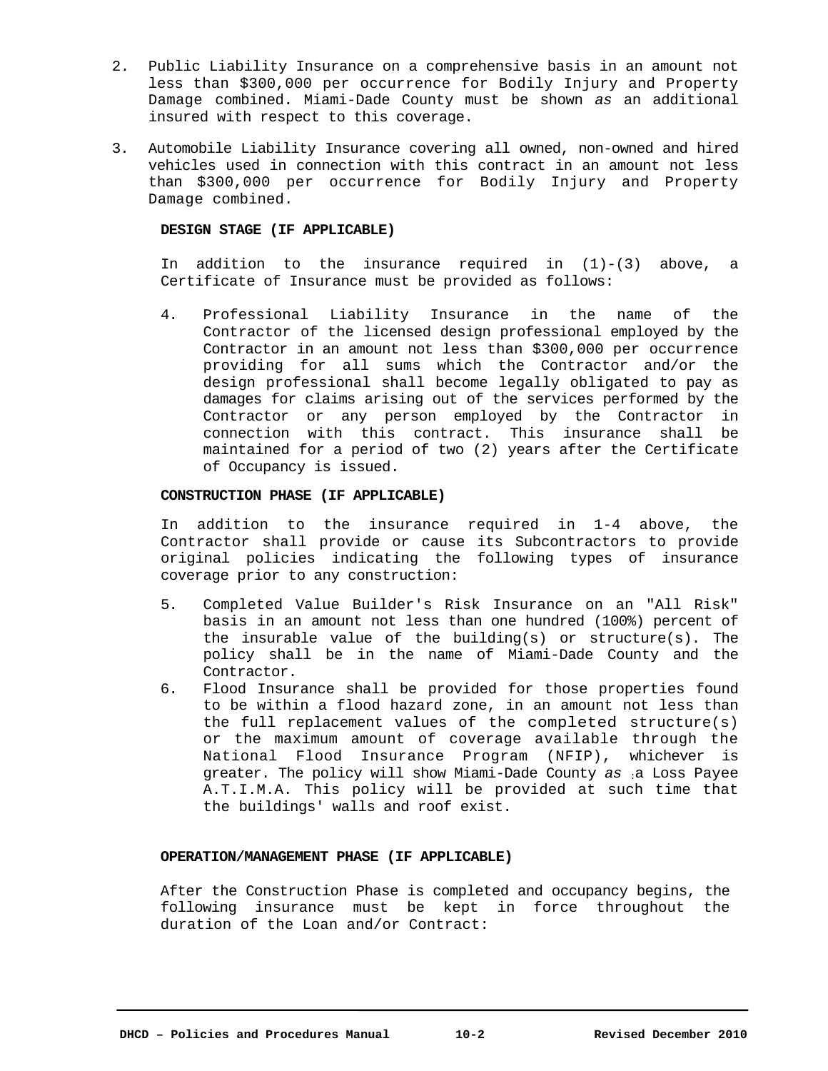2. Public Liability Insurance on a comprehensive basis in an amount not less than $300,000 per occurrence for Bodily Injury and Property Damage combined. Miami-Dade County must be shown *as* an additional insured with respect to this coverage.

3. Automobile Liability Insurance covering all owned, non-owned and hired vehicles used in connection with this contract in an amount not less than $300,000 per occurrence for Bodily Injury and Property Damage combined.

**DESIGN STAGE (IF APPLICABLE)**

In addition to the insurance required in (1)-(3) above, a Certificate of Insurance must be provided as follows:

4. Professional Liability Insurance in the name of the Contractor of the licensed design professional employed by the Contractor in an amount not less than $300,000 per occurrence providing for all sums which the Contractor and/or the design professional shall become legally obligated to pay as damages for claims arising out of the services performed by the Contractor or any person employed by the Contractor in connection with this contract. This insurance shall be maintained for a period of two (2) years after the Certificate of Occupancy is issued.

**CONSTRUCTION PHASE (IF APPLICABLE)**

In addition to the insurance required in 1-4 above, the Contractor shall provide or cause its Subcontractors to provide original policies indicating the following types of insurance coverage prior to any construction:

5. Completed Value Builder's Risk Insurance on an "All Risk" basis in an amount not less than one hundred (100%) percent of the insurable value of the building(s) or structure(s). The policy shall be in the name of Miami-Dade County and the Contractor.
6. Flood Insurance shall be provided for those properties found to be within a flood hazard zone, in an amount not less than the full replacement values of the completed structure(s) or the maximum amount of coverage available through the National Flood Insurance Program (NFIP), whichever is greater. The policy will show Miami-Dade County *as* a Loss Payee A.T.I.M.A. This policy will be provided at such time that the buildings' walls and roof exist.

**OPERATION/MANAGEMENT PHASE (IF APPLICABLE)**

After the Construction Phase is completed and occupancy begins, the following insurance must be kept in force throughout the duration of the Loan and/or Contract: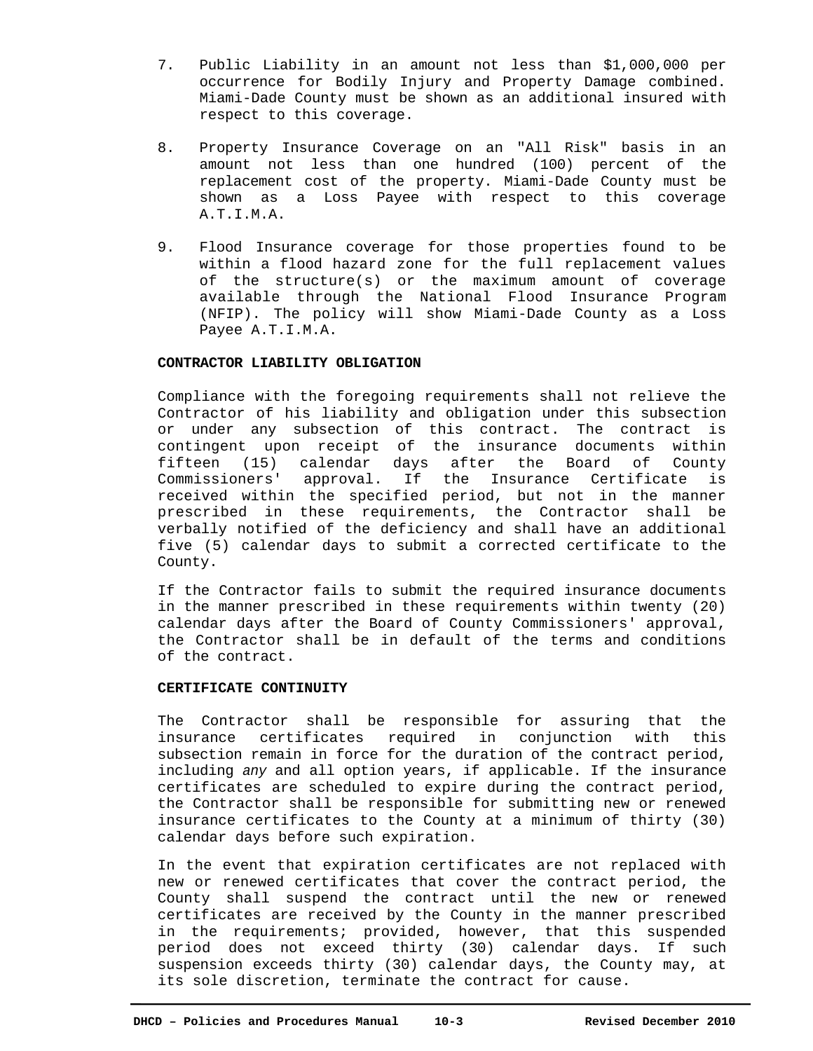7. Public Liability in an amount not less than $1,000,000 per occurrence for Bodily Injury and Property Damage combined. Miami-Dade County must be shown as an additional insured with respect to this coverage.

8. Property Insurance Coverage on an "All Risk" basis in an amount not less than one hundred (100) percent of the replacement cost of the property. Miami-Dade County must be shown as a Loss Payee with respect to this coverage A.T.I.M.A.

9. Flood Insurance coverage for those properties found to be within a flood hazard zone for the full replacement values of the structure(s) or the maximum amount of coverage available through the National Flood Insurance Program (NFIP). The policy will show Miami-Dade County as a Loss Payee A.T.I.M.A.

**CONTRACTOR LIABILITY OBLIGATION**

Compliance with the foregoing requirements shall not relieve the Contractor of his liability and obligation under this subsection or under any subsection of this contract. The contract is contingent upon receipt of the insurance documents within fifteen (15) calendar days after the Board of County Commissioners' approval. If the Insurance Certificate is received within the specified period, but not in the manner prescribed in these requirements, the Contractor shall be verbally notified of the deficiency and shall have an additional five (5) calendar days to submit a corrected certificate to the County.

If the Contractor fails to submit the required insurance documents in the manner prescribed in these requirements within twenty (20) calendar days after the Board of County Commissioners' approval, the Contractor shall be in default of the terms and conditions of the contract.

**CERTIFICATE CONTINUITY**

The Contractor shall be responsible for assuring that the insurance certificates required in conjunction with this subsection remain in force for the duration of the contract period, including *any* and all option years, if applicable. If the insurance certificates are scheduled to expire during the contract period, the Contractor shall be responsible for submitting new or renewed insurance certificates to the County at a minimum of thirty (30) calendar days before such expiration.

In the event that expiration certificates are not replaced with new or renewed certificates that cover the contract period, the County shall suspend the contract until the new or renewed certificates are received by the County in the manner prescribed in the requirements; provided, however, that this suspended period does not exceed thirty (30) calendar days. If such suspension exceeds thirty (30) calendar days, the County may, at its sole discretion, terminate the contract for cause.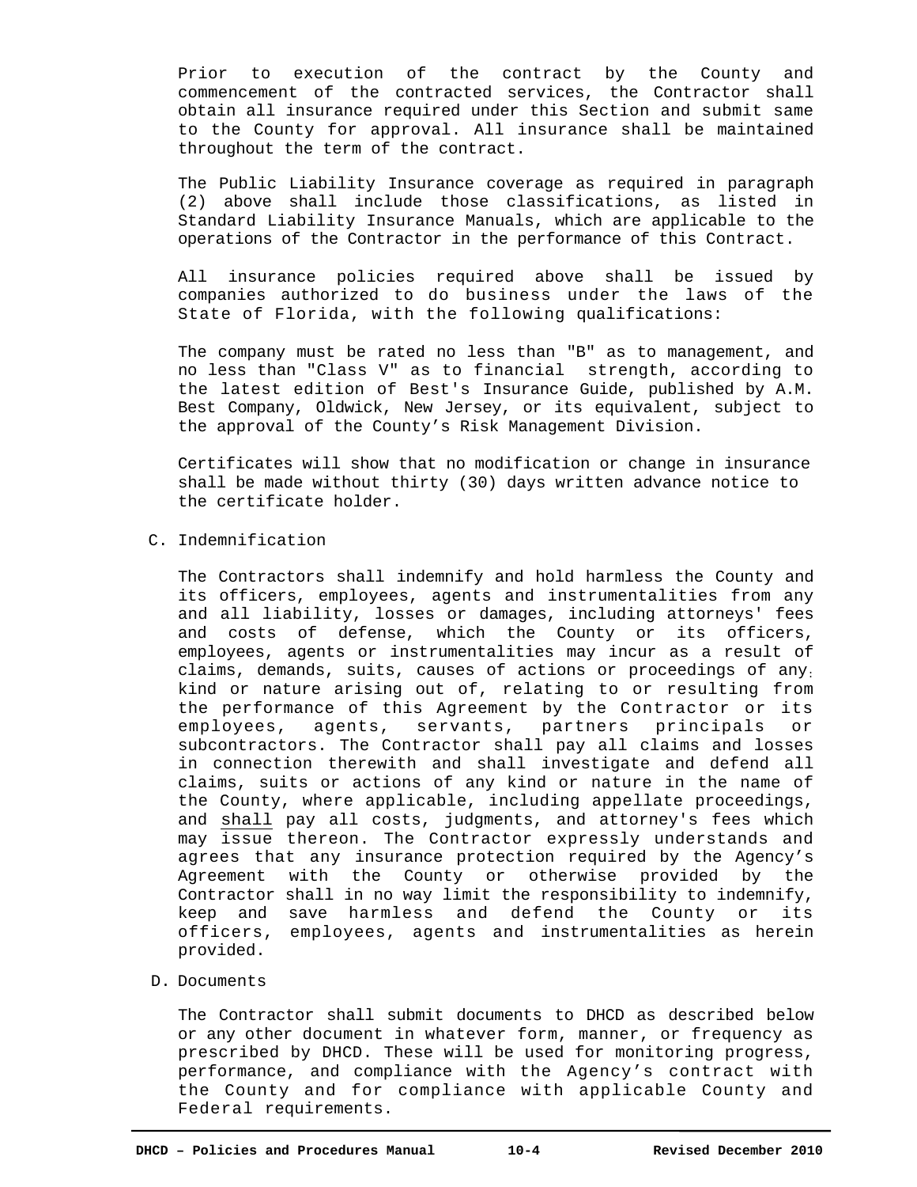Prior to execution of the contract by the County and commencement of the contracted services, the Contractor shall obtain all insurance required under this Section and submit same to the County for approval. All insurance shall be maintained throughout the term of the contract.

The Public Liability Insurance coverage as required in paragraph (2) above shall include those classifications, as listed in Standard Liability Insurance Manuals, which are applicable to the operations of the Contractor in the performance of this Contract.

All insurance policies required above shall be issued by companies authorized to do business under the laws of the State of Florida, with the following qualifications:

The company must be rated no less than "B" as to management, and no less than "Class V" as to financial strength, according to the latest edition of Best's Insurance Guide, published by A.M. Best Company, Oldwick, New Jersey, or its equivalent, subject to the approval of the County's Risk Management Division.

Certificates will show that no modification or change in insurance shall be made without thirty (30) days written advance notice to the certificate holder.

C. Indemnification

The Contractors shall indemnify and hold harmless the County and its officers, employees, agents and instrumentalities from any and all liability, losses or damages, including attorneys' fees and costs of defense, which the County or its officers, employees, agents or instrumentalities may incur as a result of claims, demands, suits, causes of actions or proceedings of any kind or nature arising out of, relating to or resulting from the performance of this Agreement by the Contractor or its employees, agents, servants, partners principals or subcontractors. The Contractor shall pay all claims and losses in connection therewith and shall investigate and defend all claims, suits or actions of any kind or nature in the name of the County, where applicable, including appellate proceedings, and <u>shall</u> pay all costs, judgments, and attorney's fees which may issue thereon. The Contractor expressly understands and agrees that any insurance protection required by the Agency's Agreement with the County or otherwise provided by the Contractor shall in no way limit the responsibility to indemnify, keep and save harmless and defend the County or its officers, employees, agents and instrumentalities as herein provided.

D. Documents

The Contractor shall submit documents to DHCD as described below or any other document in whatever form, manner, or frequency as prescribed by DHCD. These will be used for monitoring progress, performance, and compliance with the Agency's contract with the County and for compliance with applicable County and Federal requirements.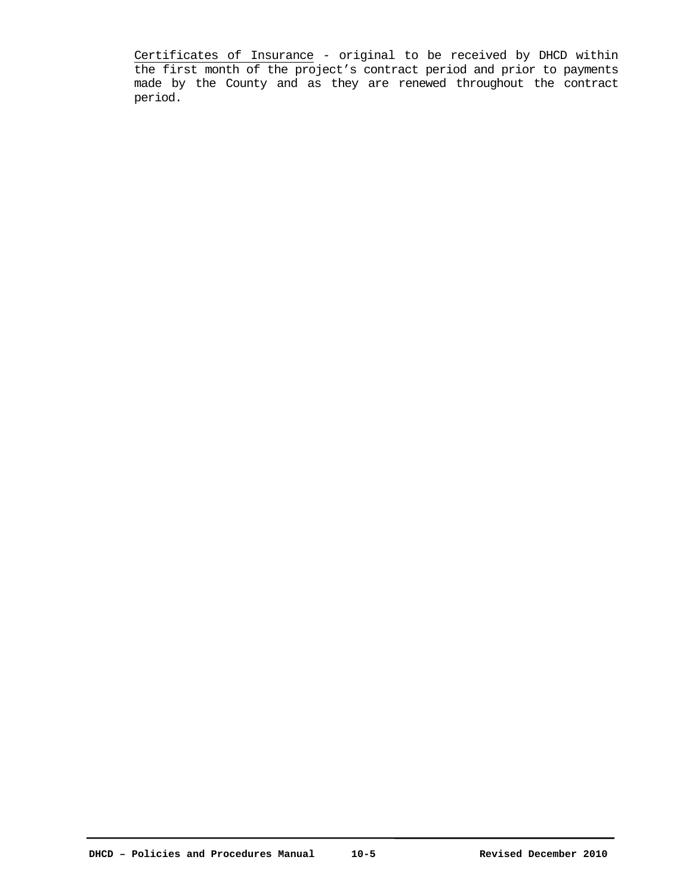<u>Certificates of Insurance</u> - original to be received by DHCD within the first month of the project's contract period and prior to payments made by the County and as they are renewed throughout the contract period.